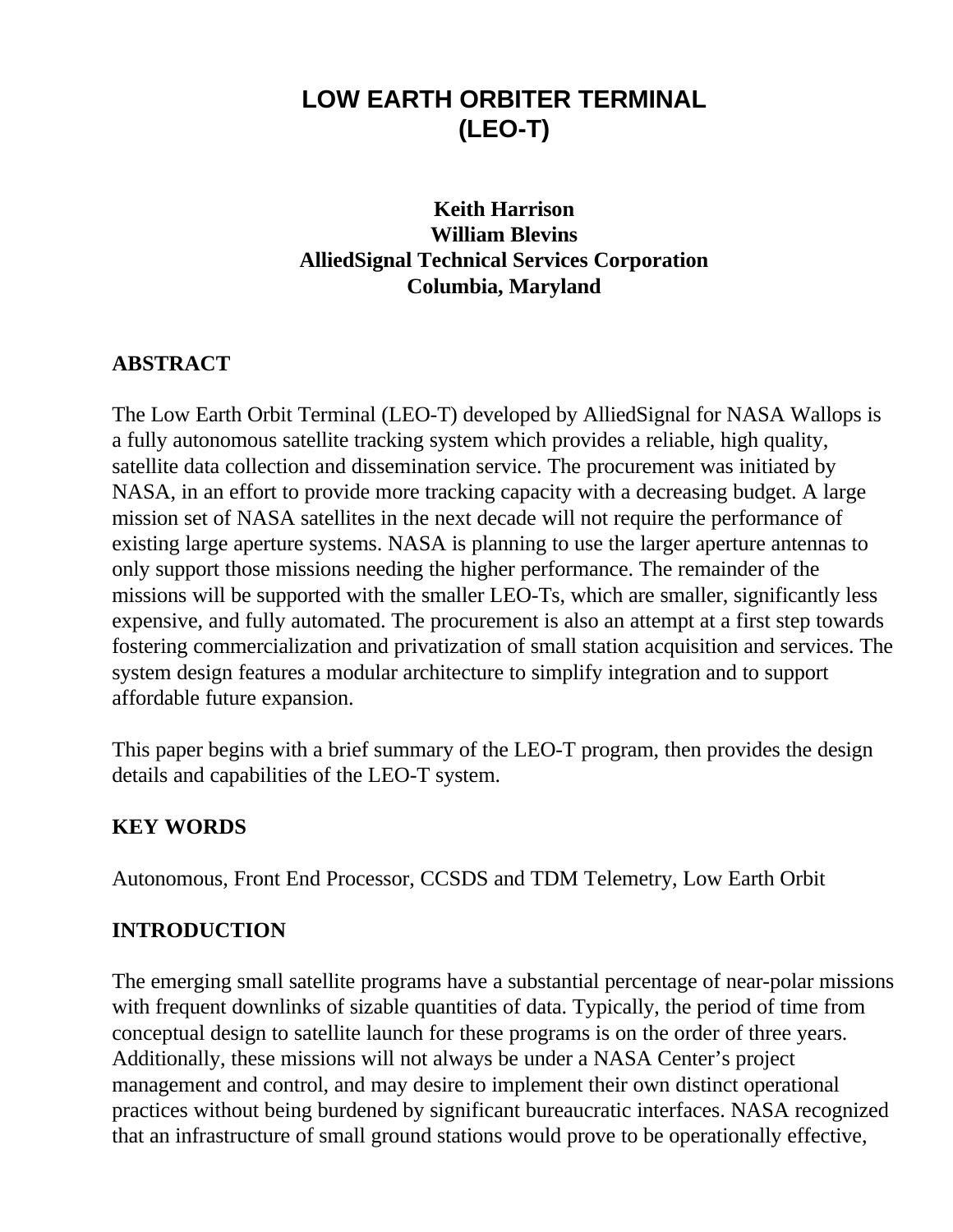# LOW EARTH ORBITER TERMINAL (LEO-T)

**Keith Harrison**
**William Blevins**
**AlliedSignal Technical Services Corporation**
**Columbia, Maryland**

## ABSTRACT

The Low Earth Orbit Terminal (LEO-T) developed by AlliedSignal for NASA Wallops is a fully autonomous satellite tracking system which provides a reliable, high quality, satellite data collection and dissemination service. The procurement was initiated by NASA, in an effort to provide more tracking capacity with a decreasing budget. A large mission set of NASA satellites in the next decade will not require the performance of existing large aperture systems. NASA is planning to use the larger aperture antennas to only support those missions needing the higher performance. The remainder of the missions will be supported with the smaller LEO-Ts, which are smaller, significantly less expensive, and fully automated. The procurement is also an attempt at a first step towards fostering commercialization and privatization of small station acquisition and services. The system design features a modular architecture to simplify integration and to support affordable future expansion.

This paper begins with a brief summary of the LEO-T program, then provides the design details and capabilities of the LEO-T system.

## KEY WORDS

Autonomous, Front End Processor, CCSDS and TDM Telemetry, Low Earth Orbit

## INTRODUCTION

The emerging small satellite programs have a substantial percentage of near-polar missions with frequent downlinks of sizable quantities of data. Typically, the period of time from conceptual design to satellite launch for these programs is on the order of three years. Additionally, these missions will not always be under a NASA Center's project management and control, and may desire to implement their own distinct operational practices without being burdened by significant bureaucratic interfaces. NASA recognized that an infrastructure of small ground stations would prove to be operationally effective,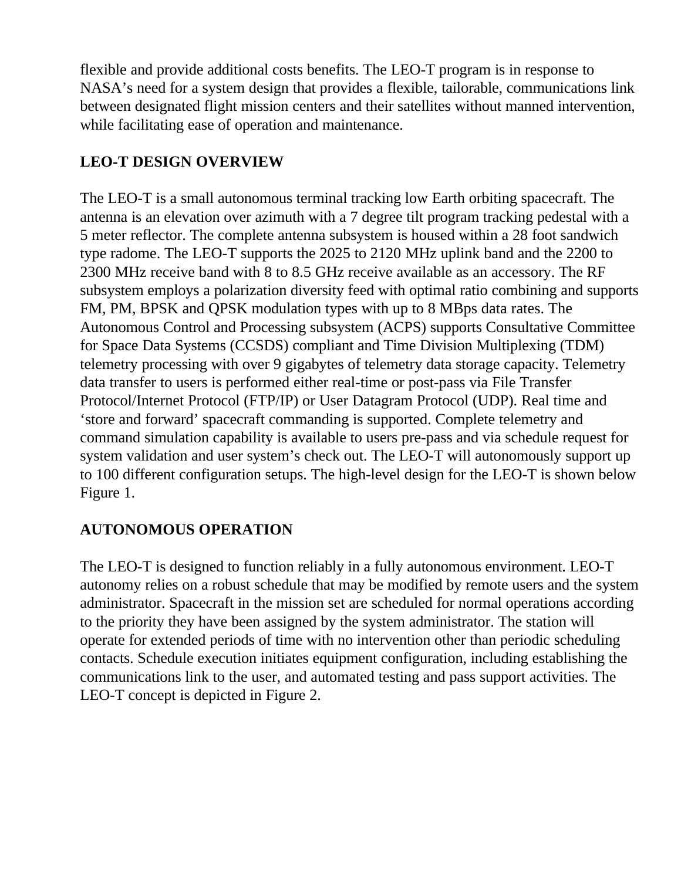flexible and provide additional costs benefits. The LEO-T program is in response to NASA's need for a system design that provides a flexible, tailorable, communications link between designated flight mission centers and their satellites without manned intervention, while facilitating ease of operation and maintenance.

## LEO-T DESIGN OVERVIEW

The LEO-T is a small autonomous terminal tracking low Earth orbiting spacecraft. The antenna is an elevation over azimuth with a 7 degree tilt program tracking pedestal with a 5 meter reflector. The complete antenna subsystem is housed within a 28 foot sandwich type radome. The LEO-T supports the 2025 to 2120 MHz uplink band and the 2200 to 2300 MHz receive band with 8 to 8.5 GHz receive available as an accessory. The RF subsystem employs a polarization diversity feed with optimal ratio combining and supports FM, PM, BPSK and QPSK modulation types with up to 8 MBps data rates. The Autonomous Control and Processing subsystem (ACPS) supports Consultative Committee for Space Data Systems (CCSDS) compliant and Time Division Multiplexing (TDM) telemetry processing with over 9 gigabytes of telemetry data storage capacity. Telemetry data transfer to users is performed either real-time or post-pass via File Transfer Protocol/Internet Protocol (FTP/IP) or User Datagram Protocol (UDP). Real time and 'store and forward' spacecraft commanding is supported. Complete telemetry and command simulation capability is available to users pre-pass and via schedule request for system validation and user system's check out. The LEO-T will autonomously support up to 100 different configuration setups. The high-level design for the LEO-T is shown below Figure 1.

## AUTONOMOUS OPERATION

The LEO-T is designed to function reliably in a fully autonomous environment. LEO-T autonomy relies on a robust schedule that may be modified by remote users and the system administrator. Spacecraft in the mission set are scheduled for normal operations according to the priority they have been assigned by the system administrator. The station will operate for extended periods of time with no intervention other than periodic scheduling contacts. Schedule execution initiates equipment configuration, including establishing the communications link to the user, and automated testing and pass support activities. The LEO-T concept is depicted in Figure 2.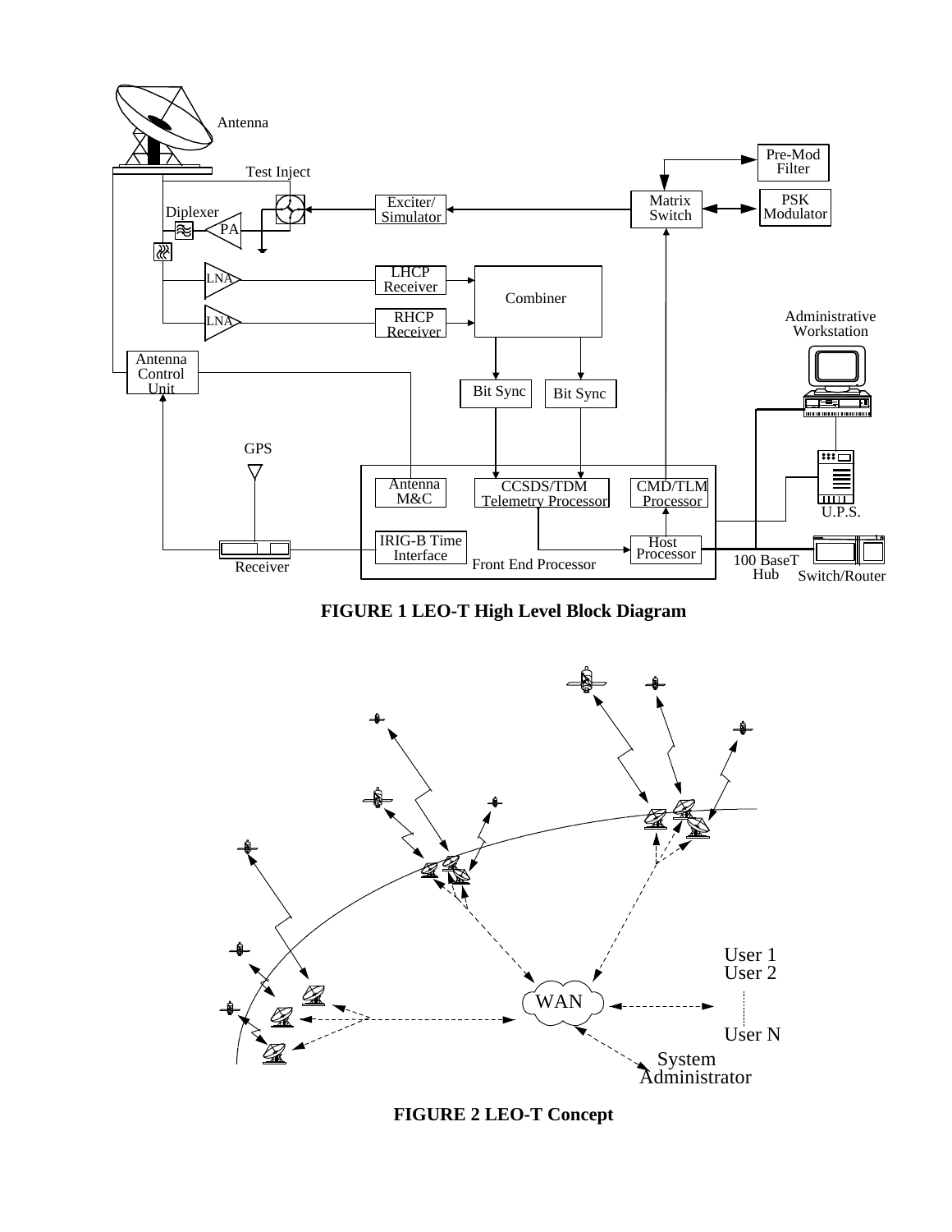FIGURE 1 LEO-T High Level Block Diagram

FIGURE 2 LEO-T Concept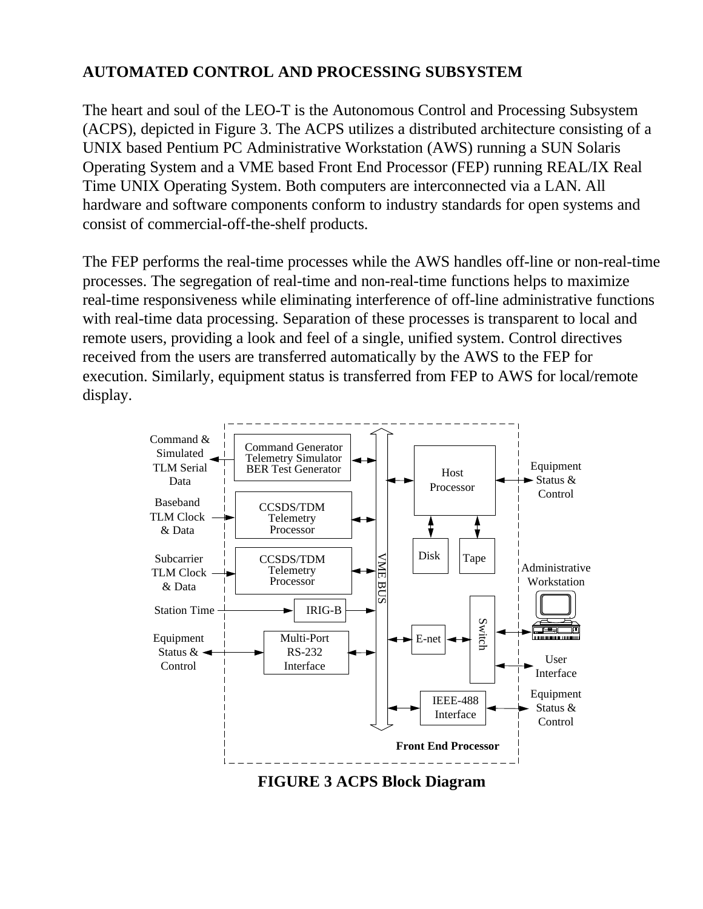## AUTOMATED CONTROL AND PROCESSING SUBSYSTEM

The heart and soul of the LEO-T is the Autonomous Control and Processing Subsystem (ACPS), depicted in Figure 3. The ACPS utilizes a distributed architecture consisting of a UNIX based Pentium PC Administrative Workstation (AWS) running a SUN Solaris Operating System and a VME based Front End Processor (FEP) running REAL/IX Real Time UNIX Operating System. Both computers are interconnected via a LAN. All hardware and software components conform to industry standards for open systems and consist of commercial-off-the-shelf products.

The FEP performs the real-time processes while the AWS handles off-line or non-real-time processes. The segregation of real-time and non-real-time functions helps to maximize real-time responsiveness while eliminating interference of off-line administrative functions with real-time data processing. Separation of these processes is transparent to local and remote users, providing a look and feel of a single, unified system. Control directives received from the users are transferred automatically by the AWS to the FEP for execution. Similarly, equipment status is transferred from FEP to AWS for local/remote display.

Command & Simulated TLM Serial Data | Command Generator Telemetry Simulator BER Test Generator | Baseband TLM Clock & Data | CCSDS/TDM Telemetry Processor | Subcarrier TLM Clock & Data | CCSDS/TDM Telemetry Processor | Station Time | IRIG-B | Equipment Status & Control | Multi-Port RS-232 Interface | VME BUS | Host Processor | Disk | Tape | Equipment Status & Control | Administrative Workstation | E-net | Switch | User Interface | IEEE-488 Interface | Equipment Status & Control | Front End Processor

**FIGURE 3 ACPS Block Diagram**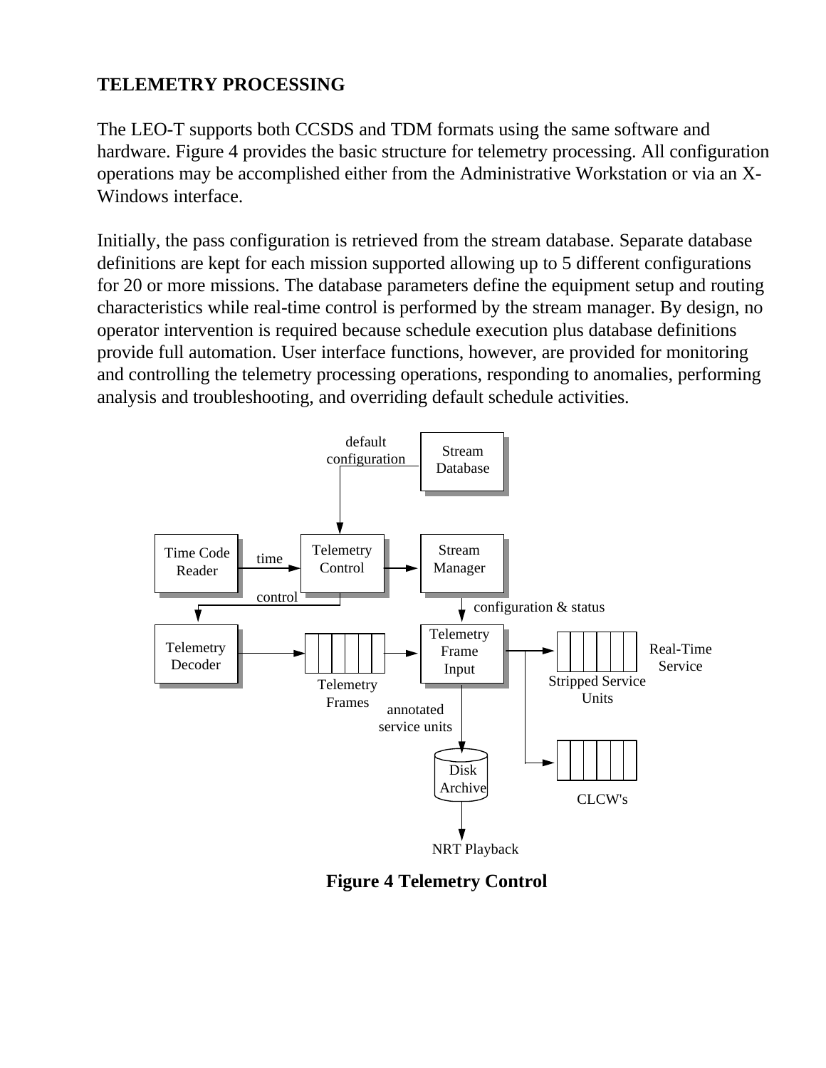## TELEMETRY PROCESSING

The LEO-T supports both CCSDS and TDM formats using the same software and hardware. Figure 4 provides the basic structure for telemetry processing. All configuration operations may be accomplished either from the Administrative Workstation or via an X-Windows interface.

Initially, the pass configuration is retrieved from the stream database. Separate database definitions are kept for each mission supported allowing up to 5 different configurations for 20 or more missions. The database parameters define the equipment setup and routing characteristics while real-time control is performed by the stream manager. By design, no operator intervention is required because schedule execution plus database definitions provide full automation. User interface functions, however, are provided for monitoring and controlling the telemetry processing operations, responding to anomalies, performing analysis and troubleshooting, and overriding default schedule activities.

**Figure 4 Telemetry Control**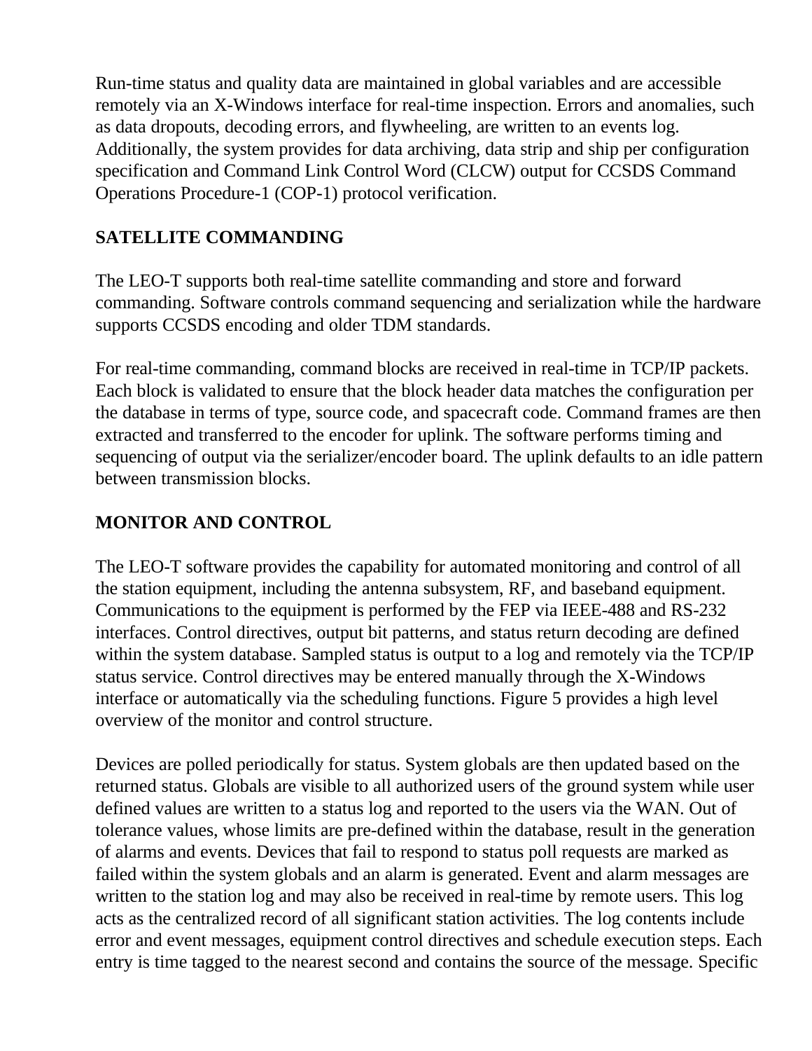Run-time status and quality data are maintained in global variables and are accessible remotely via an X-Windows interface for real-time inspection. Errors and anomalies, such as data dropouts, decoding errors, and flywheeling, are written to an events log. Additionally, the system provides for data archiving, data strip and ship per configuration specification and Command Link Control Word (CLCW) output for CCSDS Command Operations Procedure-1 (COP-1) protocol verification.

## SATELLITE COMMANDING

The LEO-T supports both real-time satellite commanding and store and forward commanding. Software controls command sequencing and serialization while the hardware supports CCSDS encoding and older TDM standards.

For real-time commanding, command blocks are received in real-time in TCP/IP packets. Each block is validated to ensure that the block header data matches the configuration per the database in terms of type, source code, and spacecraft code. Command frames are then extracted and transferred to the encoder for uplink. The software performs timing and sequencing of output via the serializer/encoder board. The uplink defaults to an idle pattern between transmission blocks.

## MONITOR AND CONTROL

The LEO-T software provides the capability for automated monitoring and control of all the station equipment, including the antenna subsystem, RF, and baseband equipment. Communications to the equipment is performed by the FEP via IEEE-488 and RS-232 interfaces. Control directives, output bit patterns, and status return decoding are defined within the system database. Sampled status is output to a log and remotely via the TCP/IP status service. Control directives may be entered manually through the X-Windows interface or automatically via the scheduling functions. Figure 5 provides a high level overview of the monitor and control structure.

Devices are polled periodically for status. System globals are then updated based on the returned status. Globals are visible to all authorized users of the ground system while user defined values are written to a status log and reported to the users via the WAN. Out of tolerance values, whose limits are pre-defined within the database, result in the generation of alarms and events. Devices that fail to respond to status poll requests are marked as failed within the system globals and an alarm is generated. Event and alarm messages are written to the station log and may also be received in real-time by remote users. This log acts as the centralized record of all significant station activities. The log contents include error and event messages, equipment control directives and schedule execution steps. Each entry is time tagged to the nearest second and contains the source of the message. Specific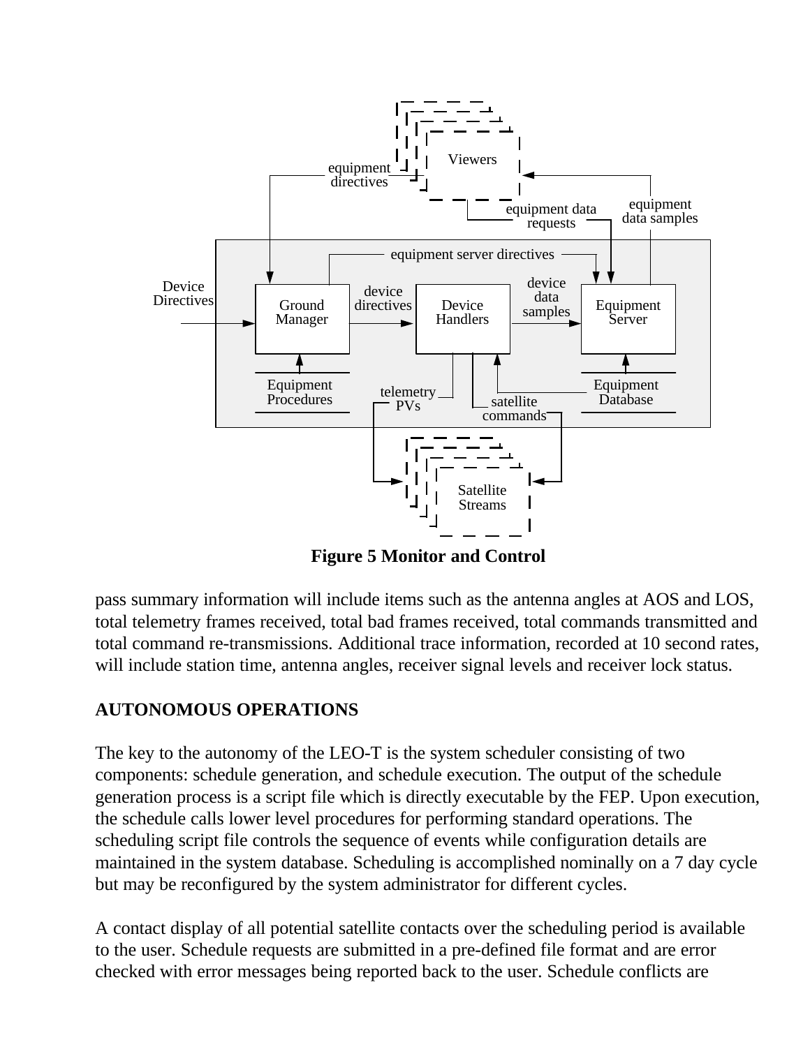**Figure 5 Monitor and Control**

pass summary information will include items such as the antenna angles at AOS and LOS, total telemetry frames received, total bad frames received, total commands transmitted and total command re-transmissions. Additional trace information, recorded at 10 second rates, will include station time, antenna angles, receiver signal levels and receiver lock status.

## AUTONOMOUS OPERATIONS

The key to the autonomy of the LEO-T is the system scheduler consisting of two components: schedule generation, and schedule execution. The output of the schedule generation process is a script file which is directly executable by the FEP. Upon execution, the schedule calls lower level procedures for performing standard operations. The scheduling script file controls the sequence of events while configuration details are maintained in the system database. Scheduling is accomplished nominally on a 7 day cycle but may be reconfigured by the system administrator for different cycles.

A contact display of all potential satellite contacts over the scheduling period is available to the user. Schedule requests are submitted in a pre-defined file format and are error checked with error messages being reported back to the user. Schedule conflicts are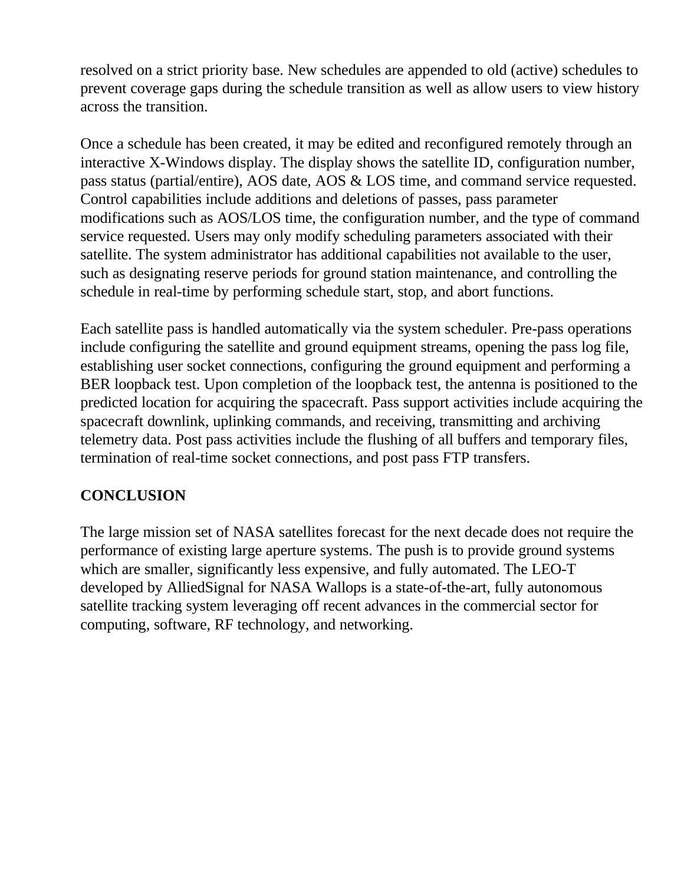resolved on a strict priority base. New schedules are appended to old (active) schedules to prevent coverage gaps during the schedule transition as well as allow users to view history across the transition.

Once a schedule has been created, it may be edited and reconfigured remotely through an interactive X-Windows display. The display shows the satellite ID, configuration number, pass status (partial/entire), AOS date, AOS & LOS time, and command service requested. Control capabilities include additions and deletions of passes, pass parameter modifications such as AOS/LOS time, the configuration number, and the type of command service requested. Users may only modify scheduling parameters associated with their satellite. The system administrator has additional capabilities not available to the user, such as designating reserve periods for ground station maintenance, and controlling the schedule in real-time by performing schedule start, stop, and abort functions.

Each satellite pass is handled automatically via the system scheduler. Pre-pass operations include configuring the satellite and ground equipment streams, opening the pass log file, establishing user socket connections, configuring the ground equipment and performing a BER loopback test. Upon completion of the loopback test, the antenna is positioned to the predicted location for acquiring the spacecraft. Pass support activities include acquiring the spacecraft downlink, uplinking commands, and receiving, transmitting and archiving telemetry data. Post pass activities include the flushing of all buffers and temporary files, termination of real-time socket connections, and post pass FTP transfers.

## CONCLUSION

The large mission set of NASA satellites forecast for the next decade does not require the performance of existing large aperture systems. The push is to provide ground systems which are smaller, significantly less expensive, and fully automated. The LEO-T developed by AlliedSignal for NASA Wallops is a state-of-the-art, fully autonomous satellite tracking system leveraging off recent advances in the commercial sector for computing, software, RF technology, and networking.